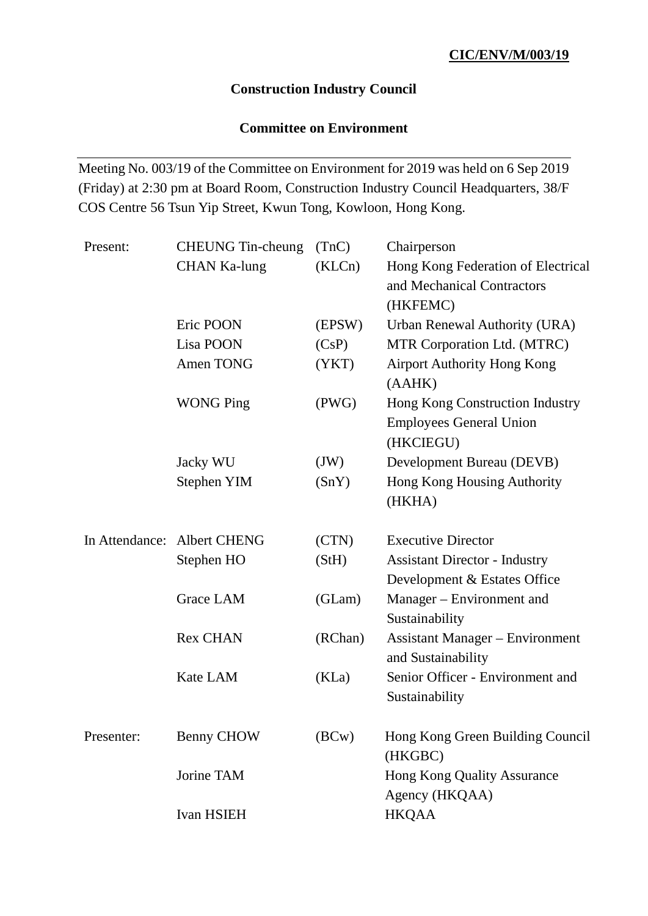**CIC/ENV/M/003/19**

**Construction Industry Council**

**Committee on Environment**

---

Meeting No. 003/19 of the Committee on Environment for 2019 was held on 6 Sep 2019 (Friday) at 2:30 pm at Board Room, Construction Industry Council Headquarters, 38/F COS Centre 56 Tsun Yip Street, Kwun Tong, Kowloon, Hong Kong.

| | | | |
|---|---|---|---|
| Present: | CHEUNG Tin-cheung | (TnC) | Chairperson |
| | CHAN Ka-lung | (KLCn) | Hong Kong Federation of Electrical and Mechanical Contractors (HKFEMC) |
| | Eric POON | (EPSW) | Urban Renewal Authority (URA) |
| | Lisa POON | (CsP) | MTR Corporation Ltd. (MTRC) |
| | Amen TONG | (YKT) | Airport Authority Hong Kong (AAHK) |
| | WONG Ping | (PWG) | Hong Kong Construction Industry Employees General Union (HKCIEGU) |
| | Jacky WU | (JW) | Development Bureau (DEVB) |
| | Stephen YIM | (SnY) | Hong Kong Housing Authority (HKHA) |
| In Attendance: | Albert CHENG | (CTN) | Executive Director |
| | Stephen HO | (StH) | Assistant Director - Industry Development & Estates Office |
| | Grace LAM | (GLam) | Manager – Environment and Sustainability |
| | Rex CHAN | (RChan) | Assistant Manager – Environment and Sustainability |
| | Kate LAM | (KLa) | Senior Officer - Environment and Sustainability |
| Presenter: | Benny CHOW | (BCw) | Hong Kong Green Building Council (HKGBC) |
| | Jorine TAM | | Hong Kong Quality Assurance Agency (HKQAA) |
| | Ivan HSIEH | | HKQAA |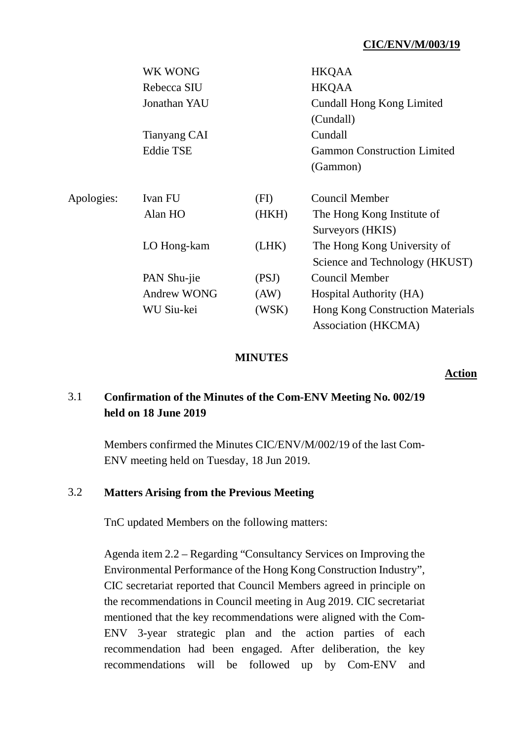| | | | |
|---|---|---|---|
| | WK WONG | | HKQAA |
| | Rebecca SIU | | HKQAA |
| | Jonathan YAU | | Cundall Hong Kong Limited (Cundall) |
| | Tianyang CAI | | Cundall |
| | Eddie TSE | | Gammon Construction Limited (Gammon) |
| Apologies: | Ivan FU | (FI) | Council Member |
| | Alan HO | (HKH) | The Hong Kong Institute of Surveyors (HKIS) |
| | LO Hong-kam | (LHK) | The Hong Kong University of Science and Technology (HKUST) |
| | PAN Shu-jie | (PSJ) | Council Member |
| | Andrew WONG | (AW) | Hospital Authority (HA) |
| | WU Siu-kei | (WSK) | Hong Kong Construction Materials Association (HKCMA) |

**MINUTES**

**Action**

**3.1 Confirmation of the Minutes of the Com-ENV Meeting No. 002/19 held on 18 June 2019**

Members confirmed the Minutes CIC/ENV/M/002/19 of the last Com-ENV meeting held on Tuesday, 18 Jun 2019.

**3.2 Matters Arising from the Previous Meeting**

TnC updated Members on the following matters:

Agenda item 2.2 – Regarding "Consultancy Services on Improving the Environmental Performance of the Hong Kong Construction Industry", CIC secretariat reported that Council Members agreed in principle on the recommendations in Council meeting in Aug 2019. CIC secretariat mentioned that the key recommendations were aligned with the Com-ENV 3-year strategic plan and the action parties of each recommendation had been engaged. After deliberation, the key recommendations will be followed up by Com-ENV and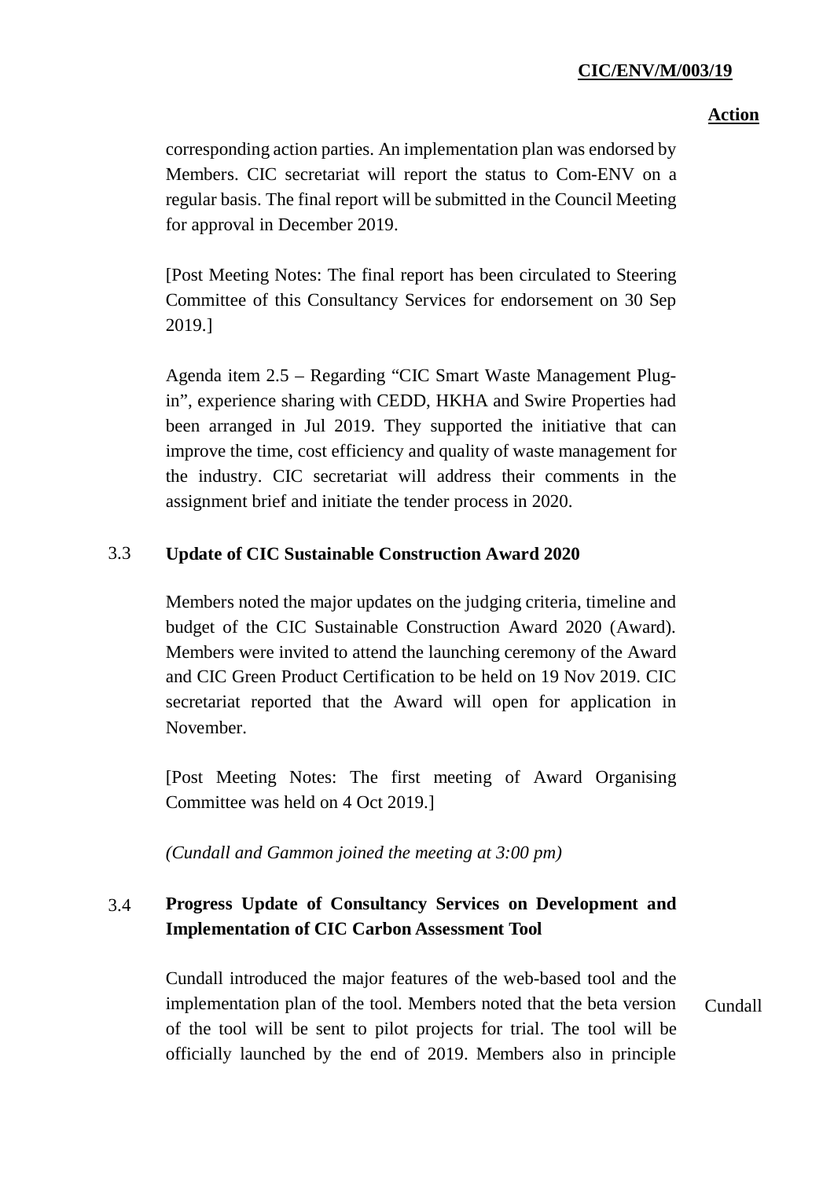**Action**

corresponding action parties. An implementation plan was endorsed by Members. CIC secretariat will report the status to Com-ENV on a regular basis. The final report will be submitted in the Council Meeting for approval in December 2019.

[Post Meeting Notes: The final report has been circulated to Steering Committee of this Consultancy Services for endorsement on 30 Sep 2019.]

Agenda item 2.5 – Regarding "CIC Smart Waste Management Plug-in", experience sharing with CEDD, HKHA and Swire Properties had been arranged in Jul 2019. They supported the initiative that can improve the time, cost efficiency and quality of waste management for the industry. CIC secretariat will address their comments in the assignment brief and initiate the tender process in 2020.

### 3.3 Update of CIC Sustainable Construction Award 2020

Members noted the major updates on the judging criteria, timeline and budget of the CIC Sustainable Construction Award 2020 (Award). Members were invited to attend the launching ceremony of the Award and CIC Green Product Certification to be held on 19 Nov 2019. CIC secretariat reported that the Award will open for application in November.

[Post Meeting Notes: The first meeting of Award Organising Committee was held on 4 Oct 2019.]

*(Cundall and Gammon joined the meeting at 3:00 pm)*

### 3.4 Progress Update of Consultancy Services on Development and Implementation of CIC Carbon Assessment Tool

Cundall introduced the major features of the web-based tool and the implementation plan of the tool. Members noted that the beta version of the tool will be sent to pilot projects for trial. The tool will be officially launched by the end of 2019. Members also in principle

Cundall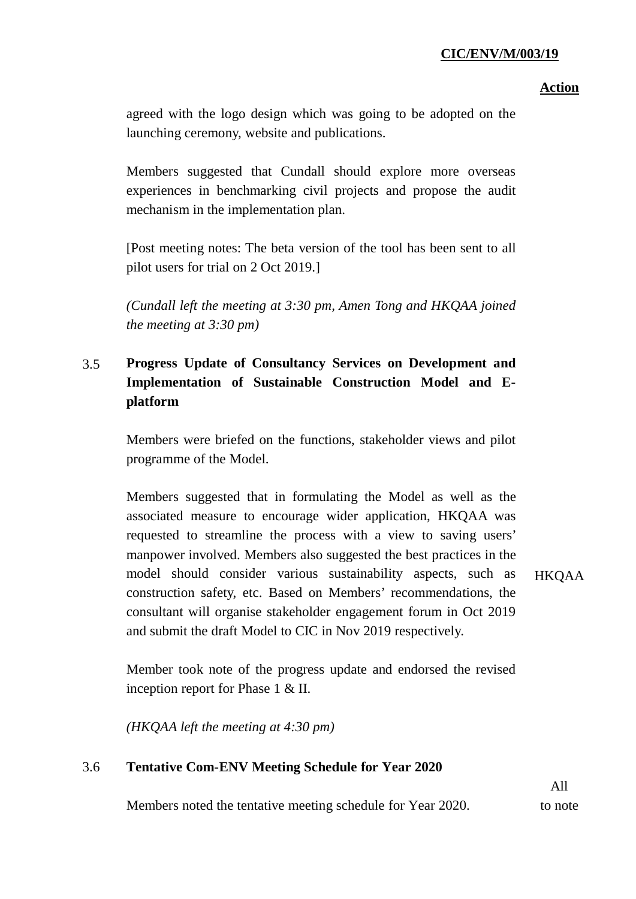**Action**

agreed with the logo design which was going to be adopted on the launching ceremony, website and publications.

Members suggested that Cundall should explore more overseas experiences in benchmarking civil projects and propose the audit mechanism in the implementation plan.

[Post meeting notes: The beta version of the tool has been sent to all pilot users for trial on 2 Oct 2019.]

*(Cundall left the meeting at 3:30 pm, Amen Tong and HKQAA joined the meeting at 3:30 pm)*

### 3.5 Progress Update of Consultancy Services on Development and Implementation of Sustainable Construction Model and E-platform

Members were briefed on the functions, stakeholder views and pilot programme of the Model.

Members suggested that in formulating the Model as well as the associated measure to encourage wider application, HKQAA was requested to streamline the process with a view to saving users' manpower involved. Members also suggested the best practices in the model should consider various sustainability aspects, such as construction safety, etc. Based on Members' recommendations, the consultant will organise stakeholder engagement forum in Oct 2019 and submit the draft Model to CIC in Nov 2019 respectively. — **HKQAA**

Member took note of the progress update and endorsed the revised inception report for Phase 1 & II.

*(HKQAA left the meeting at 4:30 pm)*

### 3.6 Tentative Com-ENV Meeting Schedule for Year 2020

Members noted the tentative meeting schedule for Year 2020. — **All to note**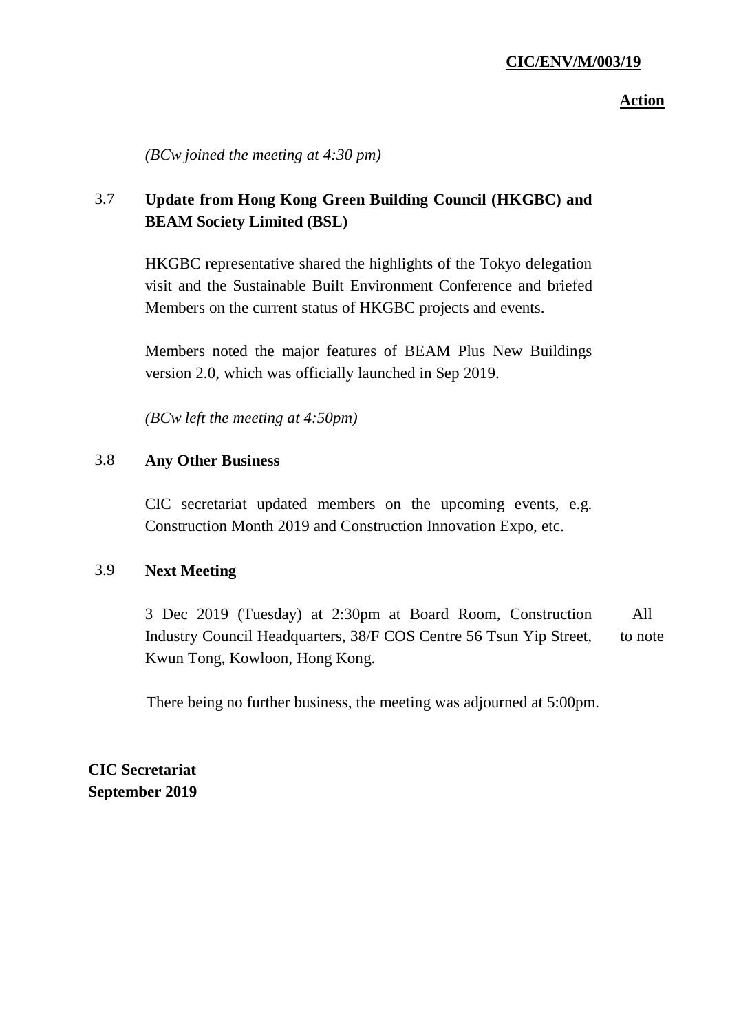**Action**

*(BCw joined the meeting at 4:30 pm)*

**3.7 Update from Hong Kong Green Building Council (HKGBC) and BEAM Society Limited (BSL)**

HKGBC representative shared the highlights of the Tokyo delegation visit and the Sustainable Built Environment Conference and briefed Members on the current status of HKGBC projects and events.

Members noted the major features of BEAM Plus New Buildings version 2.0, which was officially launched in Sep 2019.

*(BCw left the meeting at 4:50pm)*

**3.8 Any Other Business**

CIC secretariat updated members on the upcoming events, e.g. Construction Month 2019 and Construction Innovation Expo, etc.

**3.9 Next Meeting**

3 Dec 2019 (Tuesday) at 2:30pm at Board Room, Construction Industry Council Headquarters, 38/F COS Centre 56 Tsun Yip Street, Kwun Tong, Kowloon, Hong Kong. — All to note

There being no further business, the meeting was adjourned at 5:00pm.

**CIC Secretariat**
**September 2019**